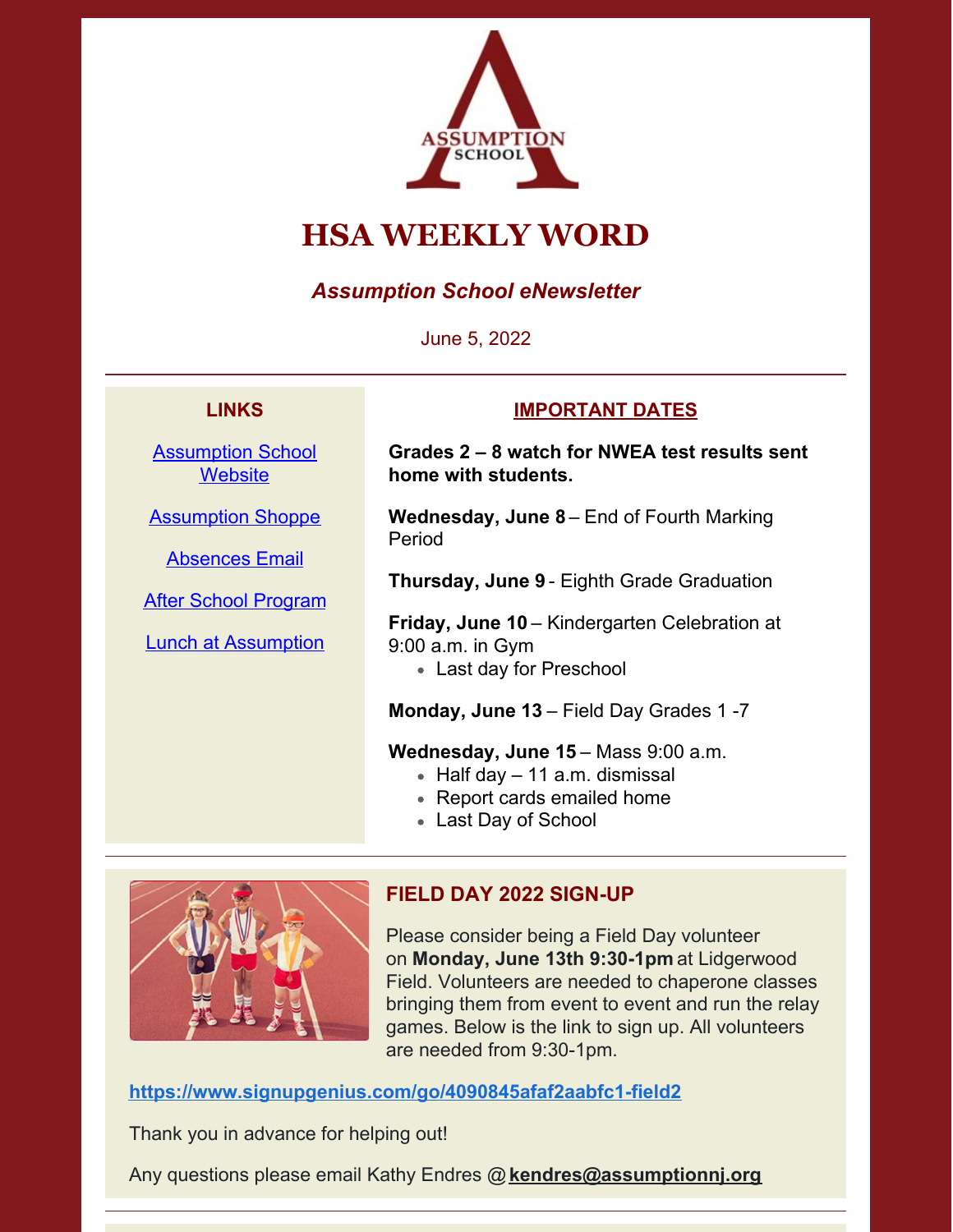# HSA WEEKLY WORD

***Assumption School eNewsletter***

June 5, 2022

## LINKS

[Assumption School Website]

[Assumption Shoppe]

[Absences Email]

[After School Program]

[Lunch at Assumption]

## IMPORTANT DATES

**Grades 2 – 8 watch for NWEA test results sent home with students.**

**Wednesday, June 8** – End of Fourth Marking Period

**Thursday, June 9** - Eighth Grade Graduation

**Friday, June 10** – Kindergarten Celebration at 9:00 a.m. in Gym

- Last day for Preschool

**Monday, June 13** – Field Day Grades 1 -7

**Wednesday, June 15** – Mass 9:00 a.m.

- Half day – 11 a.m. dismissal
- Report cards emailed home
- Last Day of School

## FIELD DAY 2022 SIGN-UP

Please consider being a Field Day volunteer on **Monday, June 13th 9:30-1pm** at Lidgerwood Field. Volunteers are needed to chaperone classes bringing them from event to event and run the relay games. Below is the link to sign up. All volunteers are needed from 9:30-1pm.

**https://www.signupgenius.com/go/4090845afaf2aabfc1-field2**

Thank you in advance for helping out!

Any questions please email Kathy Endres @ **kendres@assumptionnj.org**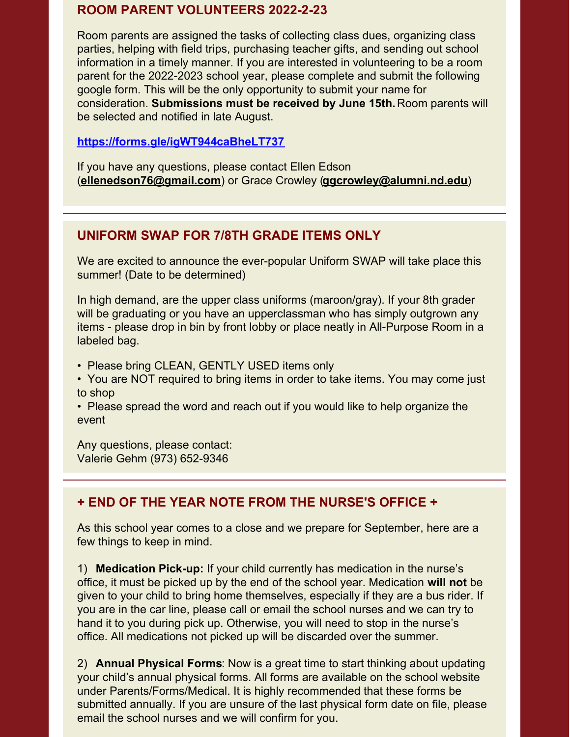## ROOM PARENT VOLUNTEERS 2022-2-23

Room parents are assigned the tasks of collecting class dues, organizing class parties, helping with field trips, purchasing teacher gifts, and sending out school information in a timely manner. If you are interested in volunteering to be a room parent for the 2022-2023 school year, please complete and submit the following google form. This will be the only opportunity to submit your name for consideration. **Submissions must be received by June 15th.** Room parents will be selected and notified in late August.

**https://forms.gle/igWT944caBheLT737**

If you have any questions, please contact Ellen Edson (**ellenedson76@gmail.com**) or Grace Crowley (**ggcrowley@alumni.nd.edu**)

---

## UNIFORM SWAP FOR 7/8TH GRADE ITEMS ONLY

We are excited to announce the ever-popular Uniform SWAP will take place this summer! (Date to be determined)

In high demand, are the upper class uniforms (maroon/gray). If your 8th grader will be graduating or you have an upperclassman who has simply outgrown any items - please drop in bin by front lobby or place neatly in All-Purpose Room in a labeled bag.

- Please bring CLEAN, GENTLY USED items only
- You are NOT required to bring items in order to take items. You may come just to shop
- Please spread the word and reach out if you would like to help organize the event

Any questions, please contact:
Valerie Gehm (973) 652-9346

---

## + END OF THE YEAR NOTE FROM THE NURSE'S OFFICE +

As this school year comes to a close and we prepare for September, here are a few things to keep in mind.

1) **Medication Pick-up:** If your child currently has medication in the nurse's office, it must be picked up by the end of the school year. Medication **will not** be given to your child to bring home themselves, especially if they are a bus rider. If you are in the car line, please call or email the school nurses and we can try to hand it to you during pick up. Otherwise, you will need to stop in the nurse's office. All medications not picked up will be discarded over the summer.

2) **Annual Physical Forms**: Now is a great time to start thinking about updating your child's annual physical forms. All forms are available on the school website under Parents/Forms/Medical. It is highly recommended that these forms be submitted annually. If you are unsure of the last physical form date on file, please email the school nurses and we will confirm for you.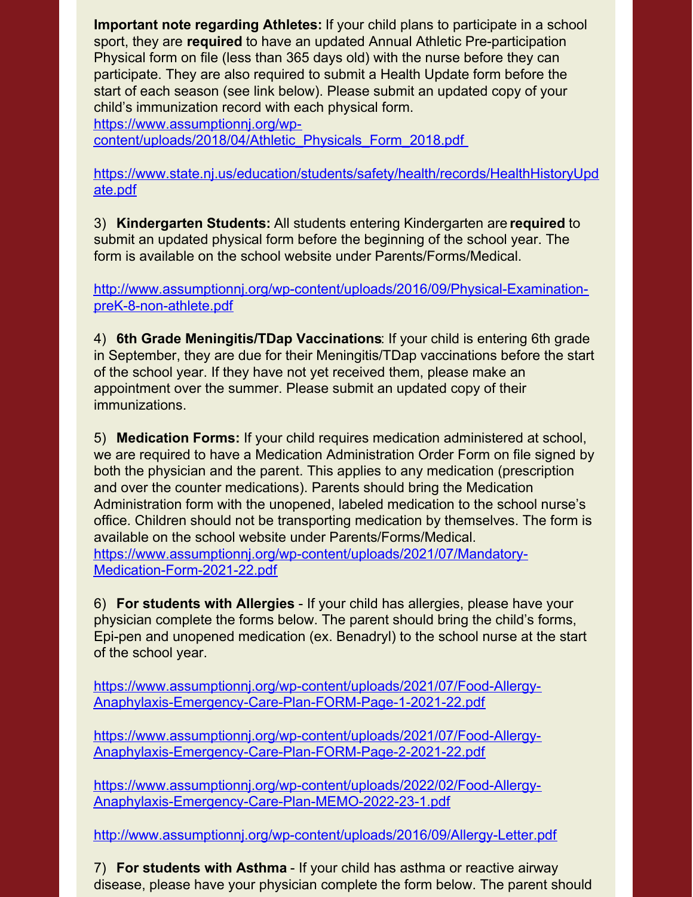**Important note regarding Athletes:** If your child plans to participate in a school sport, they are **required** to have an updated Annual Athletic Pre-participation Physical form on file (less than 365 days old) with the nurse before they can participate. They are also required to submit a Health Update form before the start of each season (see link below). Please submit an updated copy of your child's immunization record with each physical form.
https://www.assumptionnj.org/wp-content/uploads/2018/04/Athletic_Physicals_Form_2018.pdf

https://www.state.nj.us/education/students/safety/health/records/HealthHistoryUpdate.pdf

3) **Kindergarten Students:** All students entering Kindergarten are **required** to submit an updated physical form before the beginning of the school year. The form is available on the school website under Parents/Forms/Medical.

http://www.assumptionnj.org/wp-content/uploads/2016/09/Physical-Examination-preK-8-non-athlete.pdf

4) **6th Grade Meningitis/TDap Vaccinations**: If your child is entering 6th grade in September, they are due for their Meningitis/TDap vaccinations before the start of the school year. If they have not yet received them, please make an appointment over the summer. Please submit an updated copy of their immunizations.

5) **Medication Forms:** If your child requires medication administered at school, we are required to have a Medication Administration Order Form on file signed by both the physician and the parent. This applies to any medication (prescription and over the counter medications). Parents should bring the Medication Administration form with the unopened, labeled medication to the school nurse's office. Children should not be transporting medication by themselves. The form is available on the school website under Parents/Forms/Medical.
https://www.assumptionnj.org/wp-content/uploads/2021/07/Mandatory-Medication-Form-2021-22.pdf

6) **For students with Allergies** - If your child has allergies, please have your physician complete the forms below. The parent should bring the child's forms, Epi-pen and unopened medication (ex. Benadryl) to the school nurse at the start of the school year.

https://www.assumptionnj.org/wp-content/uploads/2021/07/Food-Allergy-Anaphylaxis-Emergency-Care-Plan-FORM-Page-1-2021-22.pdf

https://www.assumptionnj.org/wp-content/uploads/2021/07/Food-Allergy-Anaphylaxis-Emergency-Care-Plan-FORM-Page-2-2021-22.pdf

https://www.assumptionnj.org/wp-content/uploads/2022/02/Food-Allergy-Anaphylaxis-Emergency-Care-Plan-MEMO-2022-23-1.pdf

http://www.assumptionnj.org/wp-content/uploads/2016/09/Allergy-Letter.pdf

7) **For students with Asthma** - If your child has asthma or reactive airway disease, please have your physician complete the form below. The parent should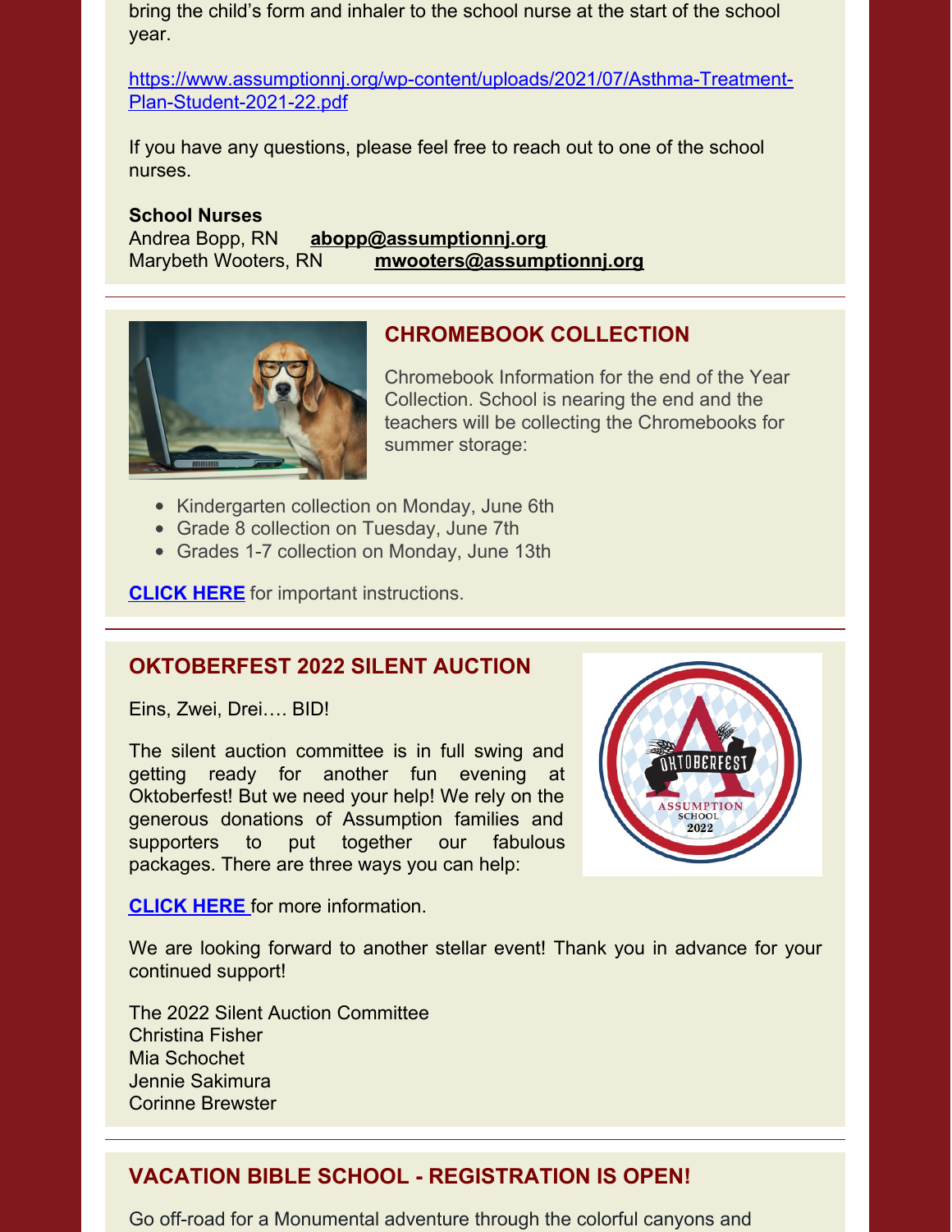bring the child's form and inhaler to the school nurse at the start of the school year.

https://www.assumptionnj.org/wp-content/uploads/2021/07/Asthma-Treatment-Plan-Student-2021-22.pdf

If you have any questions, please feel free to reach out to one of the school nurses.

**School Nurses**
Andrea Bopp, RN **abopp@assumptionnj.org**
Marybeth Wooters, RN **mwooters@assumptionnj.org**

## CHROMEBOOK COLLECTION

Chromebook Information for the end of the Year Collection. School is nearing the end and the teachers will be collecting the Chromebooks for summer storage:

- Kindergarten collection on Monday, June 6th
- Grade 8 collection on Tuesday, June 7th
- Grades 1-7 collection on Monday, June 13th

**CLICK HERE** for important instructions.

## OKTOBERFEST 2022 SILENT AUCTION

Eins, Zwei, Drei…. BID!

The silent auction committee is in full swing and getting ready for another fun evening at Oktoberfest! But we need your help! We rely on the generous donations of Assumption families and supporters to put together our fabulous packages. There are three ways you can help:

**CLICK HERE** for more information.

We are looking forward to another stellar event! Thank you in advance for your continued support!

The 2022 Silent Auction Committee
Christina Fisher
Mia Schochet
Jennie Sakimura
Corinne Brewster

## VACATION BIBLE SCHOOL - REGISTRATION IS OPEN!

Go off-road for a Monumental adventure through the colorful canyons and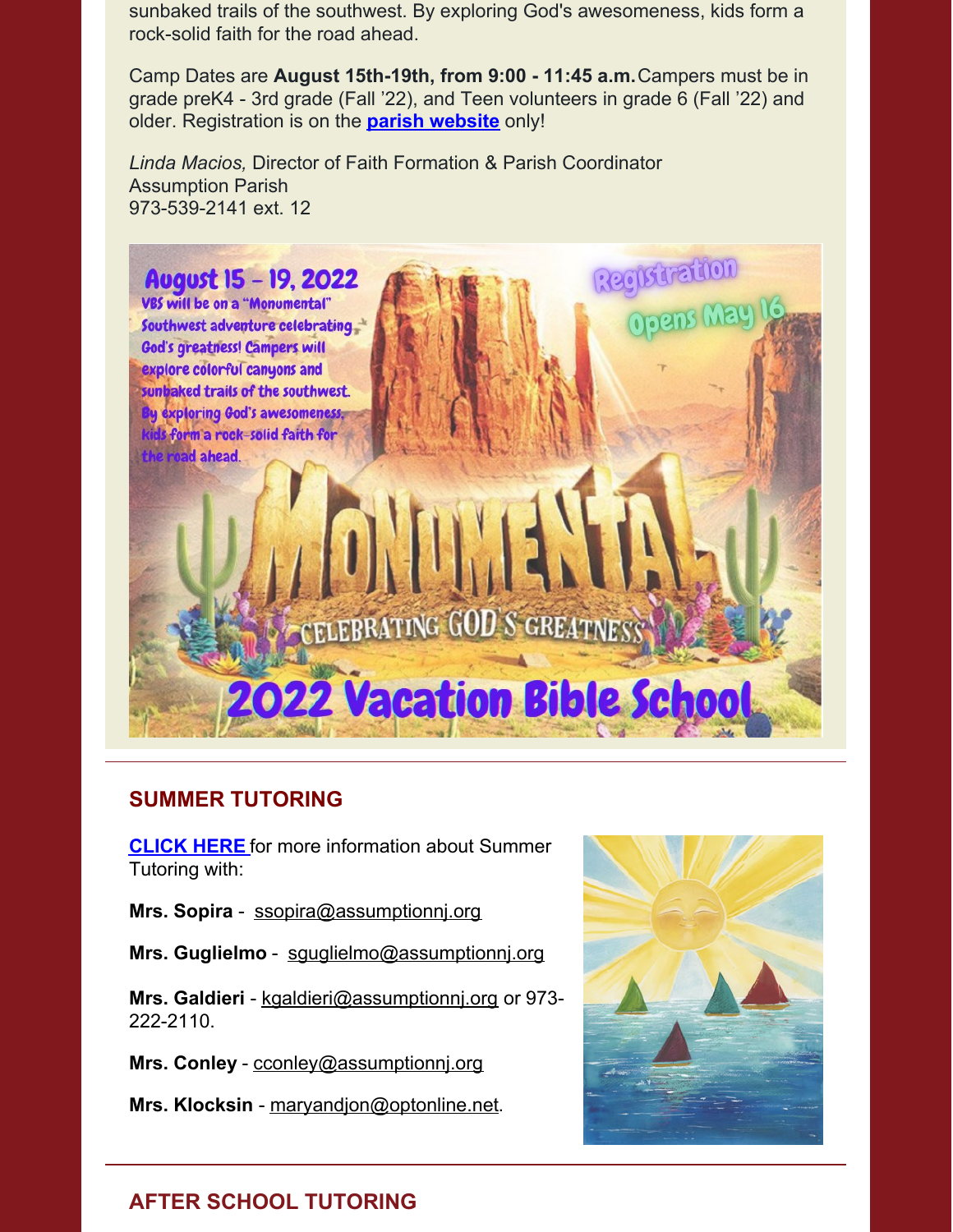sunbaked trails of the southwest. By exploring God's awesomeness, kids form a rock-solid faith for the road ahead.

Camp Dates are **August 15th-19th, from 9:00 - 11:45 a.m.** Campers must be in grade preK4 - 3rd grade (Fall '22), and Teen volunteers in grade 6 (Fall '22) and older. Registration is on the **parish website** only!

*Linda Macios,* Director of Faith Formation & Parish Coordinator
Assumption Parish
973-539-2141 ext. 12

## SUMMER TUTORING

**CLICK HERE** for more information about Summer Tutoring with:

**Mrs. Sopira** - ssopira@assumptionnj.org

**Mrs. Guglielmo** - sguglielmo@assumptionnj.org

**Mrs. Galdieri** - kgaldieri@assumptionnj.org or 973-222-2110.

**Mrs. Conley** - cconley@assumptionnj.org

**Mrs. Klocksin** - maryandjon@optonline.net.

## AFTER SCHOOL TUTORING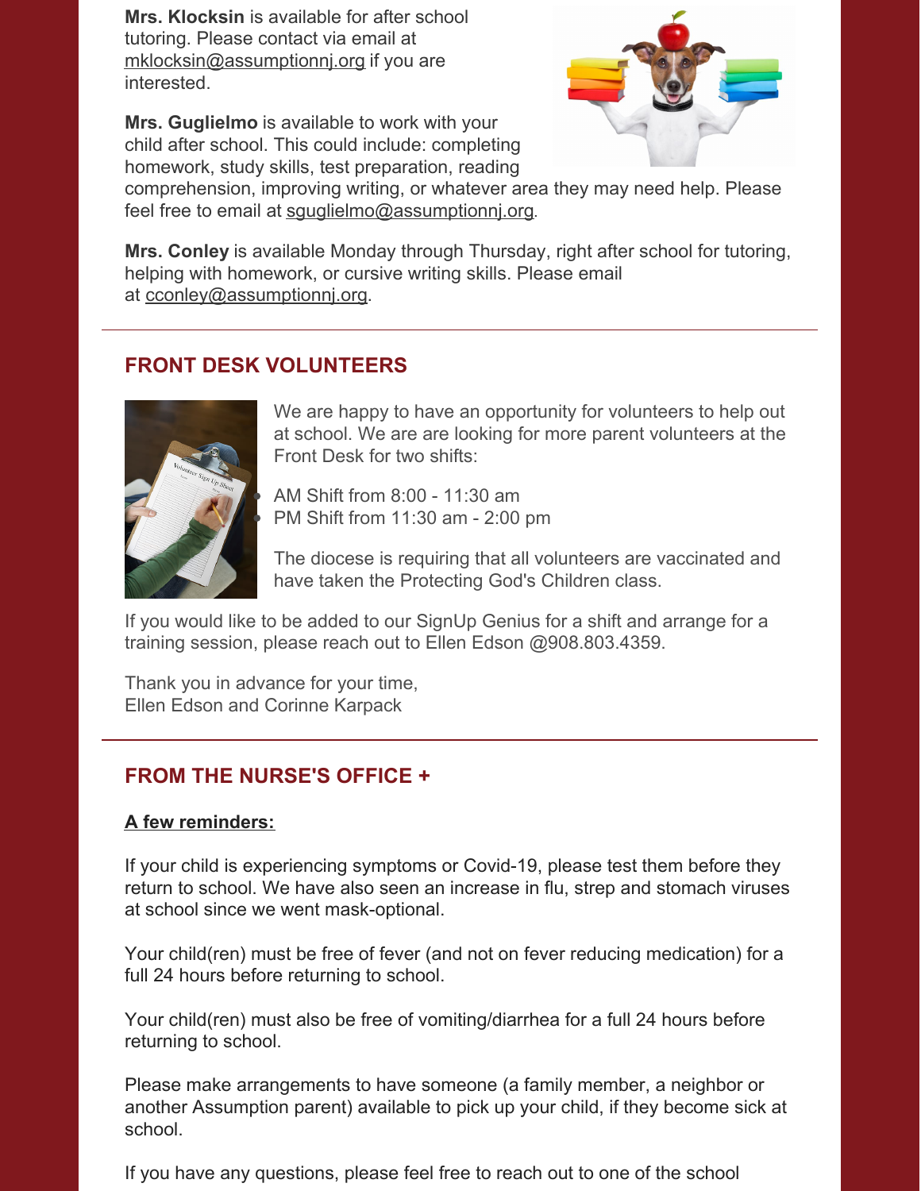**Mrs. Klocksin** is available for after school tutoring. Please contact via email at mklocksin@assumptionnj.org if you are interested.

**Mrs. Guglielmo** is available to work with your child after school. This could include: completing homework, study skills, test preparation, reading comprehension, improving writing, or whatever area they may need help. Please feel free to email at sguglielmo@assumptionnj.org.

**Mrs. Conley** is available Monday through Thursday, right after school for tutoring, helping with homework, or cursive writing skills. Please email at cconley@assumptionnj.org.

---

## FRONT DESK VOLUNTEERS

We are happy to have an opportunity for volunteers to help out at school. We are are looking for more parent volunteers at the Front Desk for two shifts:

- AM Shift from 8:00 - 11:30 am
- PM Shift from 11:30 am - 2:00 pm

The diocese is requiring that all volunteers are vaccinated and have taken the Protecting God's Children class.

If you would like to be added to our SignUp Genius for a shift and arrange for a training session, please reach out to Ellen Edson @908.803.4359.

Thank you in advance for your time,
Ellen Edson and Corinne Karpack

---

## FROM THE NURSE'S OFFICE +

**A few reminders:**

If your child is experiencing symptoms or Covid-19, please test them before they return to school. We have also seen an increase in flu, strep and stomach viruses at school since we went mask-optional.

Your child(ren) must be free of fever (and not on fever reducing medication) for a full 24 hours before returning to school.

Your child(ren) must also be free of vomiting/diarrhea for a full 24 hours before returning to school.

Please make arrangements to have someone (a family member, a neighbor or another Assumption parent) available to pick up your child, if they become sick at school.

If you have any questions, please feel free to reach out to one of the school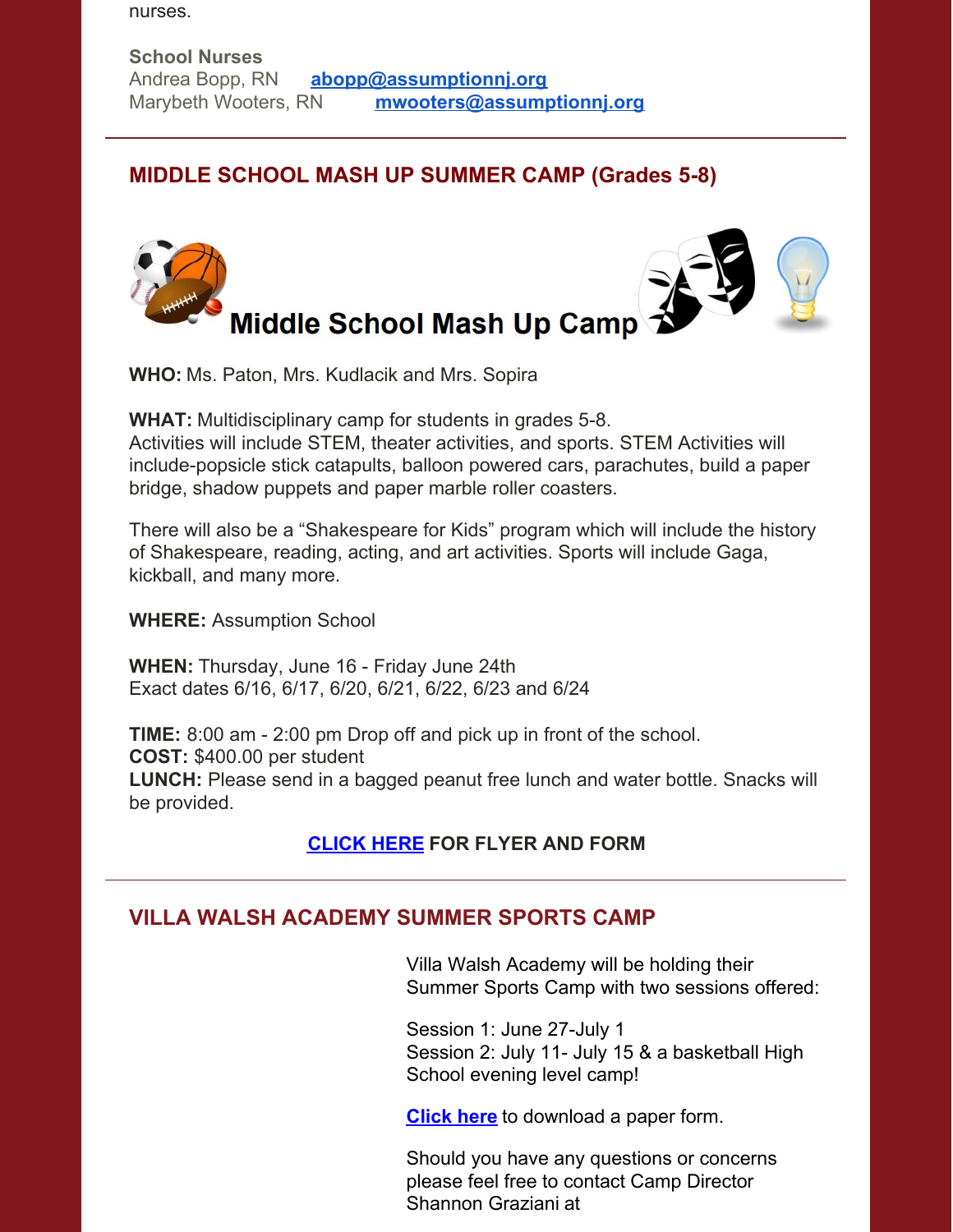nurses.

**School Nurses**
Andrea Bopp, RN [abopp@assumptionnj.org](mailto:abopp@assumptionnj.org)
Marybeth Wooters, RN [mwooters@assumptionnj.org](mailto:mwooters@assumptionnj.org)

---

## MIDDLE SCHOOL MASH UP SUMMER CAMP (Grades 5-8)

**Middle School Mash Up Camp**

**WHO:** Ms. Paton, Mrs. Kudlacik and Mrs. Sopira

**WHAT:** Multidisciplinary camp for students in grades 5-8.
Activities will include STEM, theater activities, and sports. STEM Activities will include-popsicle stick catapults, balloon powered cars, parachutes, build a paper bridge, shadow puppets and paper marble roller coasters.

There will also be a "Shakespeare for Kids" program which will include the history of Shakespeare, reading, acting, and art activities. Sports will include Gaga, kickball, and many more.

**WHERE:** Assumption School

**WHEN:** Thursday, June 16 - Friday June 24th
Exact dates 6/16, 6/17, 6/20, 6/21, 6/22, 6/23 and 6/24

**TIME:** 8:00 am - 2:00 pm Drop off and pick up in front of the school.
**COST:** $400.00 per student
**LUNCH:** Please send in a bagged peanut free lunch and water bottle. Snacks will be provided.

**CLICK HERE FOR FLYER AND FORM**

---

## VILLA WALSH ACADEMY SUMMER SPORTS CAMP

Villa Walsh Academy will be holding their Summer Sports Camp with two sessions offered:

Session 1: June 27-July 1
Session 2: July 11- July 15 & a basketball High School evening level camp!

**Click here** to download a paper form.

Should you have any questions or concerns please feel free to contact Camp Director Shannon Graziani at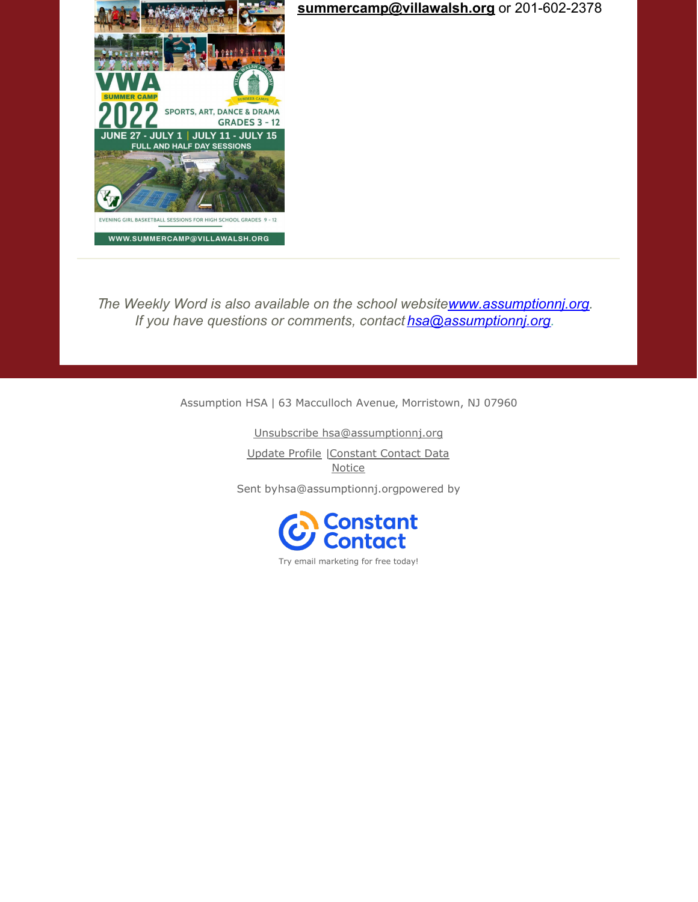**summercamp@villawalsh.org** or 201-602-2378

VWA
SUMMER CAMP
2022
SPORTS, ART, DANCE & DRAMA
GRADES 3 - 12
JUNE 27 - JULY 1 | JULY 11 - JULY 15
FULL AND HALF DAY SESSIONS
EVENING GIRL BASKETBALL SESSIONS FOR HIGH SCHOOL GRADES 9 - 12
WWW.SUMMERCAMP@VILLAWALSH.ORG

*The Weekly Word is also available on the school website [www.assumptionnj.org](http://www.assumptionnj.org).*
*If you have questions or comments, contact [hsa@assumptionnj.org](mailto:hsa@assumptionnj.org).*

Assumption HSA | 63 Macculloch Avenue, Morristown, NJ 07960

Unsubscribe hsa@assumptionnj.org

Update Profile | Constant Contact Data Notice

Sent by hsa@assumptionnj.org powered by

Constant Contact

Try email marketing for free today!